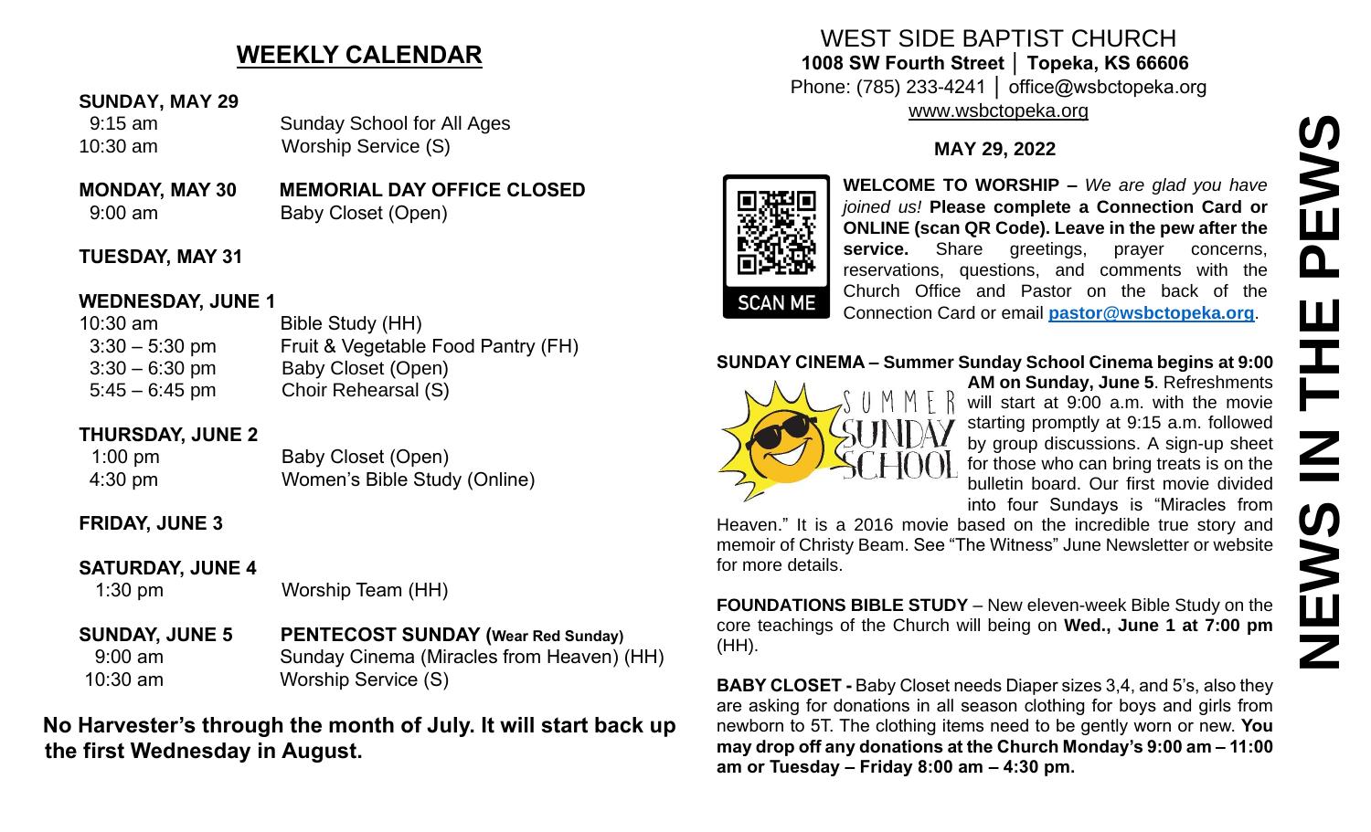## WEEKLY CALENDAR

**SUNDAY, MAY 29**

| | |
|---|---|
| 9:15 am | Sunday School for All Ages |
| 10:30 am | Worship Service (S) |

**MONDAY, MAY 30** **MEMORIAL DAY OFFICE CLOSED**

| | |
|---|---|
| 9:00 am | Baby Closet (Open) |

**TUESDAY, MAY 31**

**WEDNESDAY, JUNE 1**

| | |
|---|---|
| 10:30 am | Bible Study (HH) |
| 3:30 – 5:30 pm | Fruit & Vegetable Food Pantry (FH) |
| 3:30 – 6:30 pm | Baby Closet (Open) |
| 5:45 – 6:45 pm | Choir Rehearsal (S) |

**THURSDAY, JUNE 2**

| | |
|---|---|
| 1:00 pm | Baby Closet (Open) |
| 4:30 pm | Women's Bible Study (Online) |

**FRIDAY, JUNE 3**

**SATURDAY, JUNE 4**

| | |
|---|---|
| 1:30 pm | Worship Team (HH) |

**SUNDAY, JUNE 5** **PENTECOST SUNDAY (Wear Red Sunday)**

| | |
|---|---|
| 9:00 am | Sunday Cinema (Miracles from Heaven) (HH) |
| 10:30 am | Worship Service (S) |

**No Harvester's through the month of July. It will start back up the first Wednesday in August.**

# WEST SIDE BAPTIST CHURCH

**1008 SW Fourth Street │ Topeka, KS 66606**

Phone: (785) 233-4241 │ office@wsbctopeka.org

www.wsbctopeka.org

**MAY 29, 2022**

# NEWS IN THE PEWS

SCAN ME

**WELCOME TO WORSHIP –** *We are glad you have joined us!* **Please complete a Connection Card or ONLINE (scan QR Code). Leave in the pew after the service.** Share greetings, prayer concerns, reservations, questions, and comments with the Church Office and Pastor on the back of the Connection Card or email **pastor@wsbctopeka.org**.

**SUNDAY CINEMA – Summer Sunday School Cinema begins at 9:00 AM on Sunday, June 5**. Refreshments will start at 9:00 a.m. with the movie starting promptly at 9:15 a.m. followed by group discussions. A sign-up sheet for those who can bring treats is on the bulletin board. Our first movie divided into four Sundays is "Miracles from Heaven." It is a 2016 movie based on the incredible true story and memoir of Christy Beam. See "The Witness" June Newsletter or website for more details.

**FOUNDATIONS BIBLE STUDY** – New eleven-week Bible Study on the core teachings of the Church will being on **Wed., June 1 at 7:00 pm** (HH).

**BABY CLOSET -** Baby Closet needs Diaper sizes 3,4, and 5's, also they are asking for donations in all season clothing for boys and girls from newborn to 5T. The clothing items need to be gently worn or new. **You may drop off any donations at the Church Monday's 9:00 am – 11:00 am or Tuesday – Friday 8:00 am – 4:30 pm.**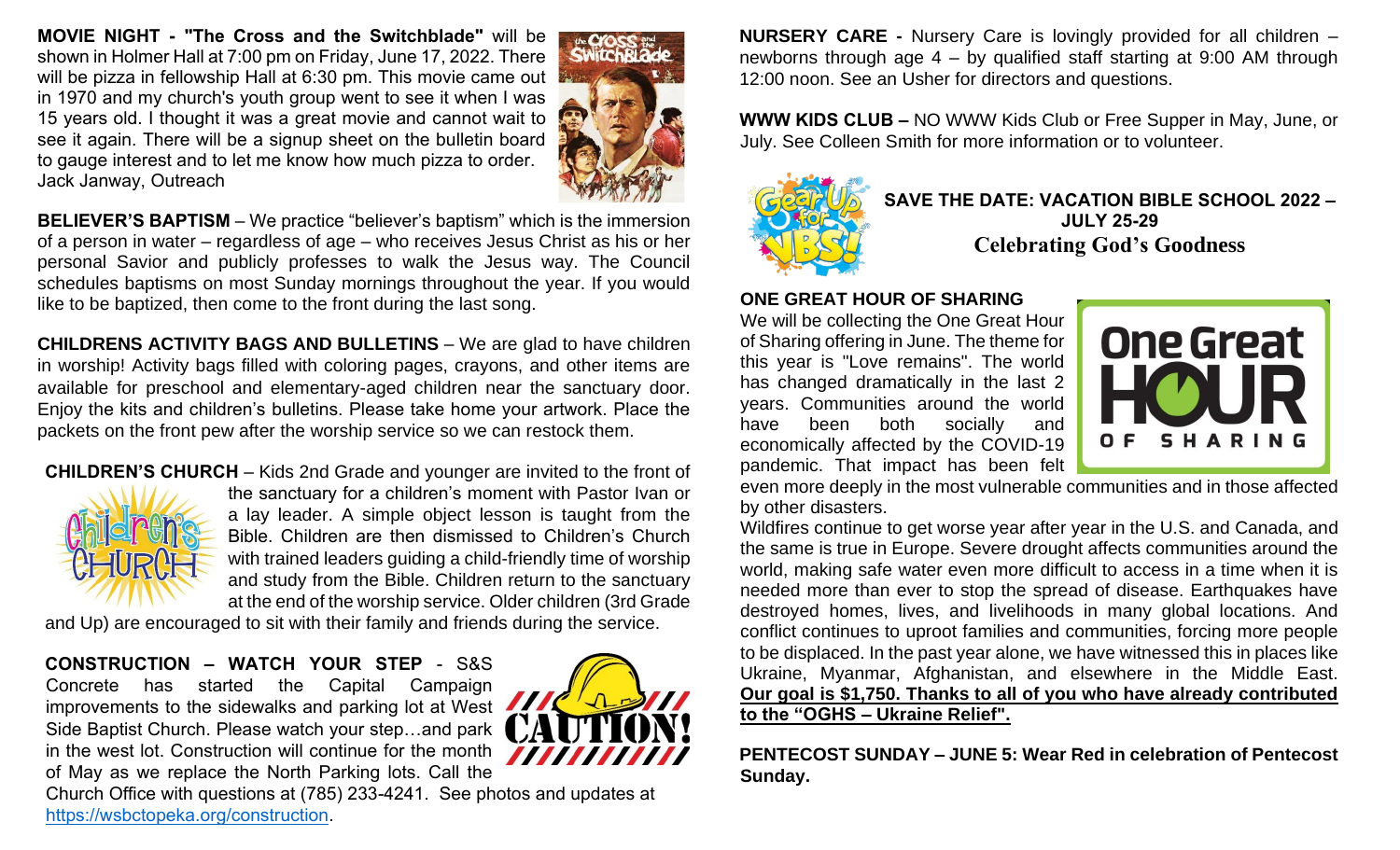**MOVIE NIGHT - "The Cross and the Switchblade"** will be shown in Holmer Hall at 7:00 pm on Friday, June 17, 2022. There will be pizza in fellowship Hall at 6:30 pm. This movie came out in 1970 and my church's youth group went to see it when I was 15 years old. I thought it was a great movie and cannot wait to see it again. There will be a signup sheet on the bulletin board to gauge interest and to let me know how much pizza to order. Jack Janway, Outreach

**BELIEVER'S BAPTISM** – We practice "believer's baptism" which is the immersion of a person in water – regardless of age – who receives Jesus Christ as his or her personal Savior and publicly professes to walk the Jesus way. The Council schedules baptisms on most Sunday mornings throughout the year. If you would like to be baptized, then come to the front during the last song.

**CHILDRENS ACTIVITY BAGS AND BULLETINS** – We are glad to have children in worship! Activity bags filled with coloring pages, crayons, and other items are available for preschool and elementary-aged children near the sanctuary door. Enjoy the kits and children's bulletins. Please take home your artwork. Place the packets on the front pew after the worship service so we can restock them.

**CHILDREN'S CHURCH** – Kids 2nd Grade and younger are invited to the front of the sanctuary for a children's moment with Pastor Ivan or a lay leader. A simple object lesson is taught from the Bible. Children are then dismissed to Children's Church with trained leaders guiding a child-friendly time of worship and study from the Bible. Children return to the sanctuary at the end of the worship service. Older children (3rd Grade and Up) are encouraged to sit with their family and friends during the service.

**CONSTRUCTION – WATCH YOUR STEP** - S&S Concrete has started the Capital Campaign improvements to the sidewalks and parking lot at West Side Baptist Church. Please watch your step…and park in the west lot. Construction will continue for the month of May as we replace the North Parking lots. Call the Church Office with questions at (785) 233-4241. See photos and updates at https://wsbctopeka.org/construction.

**NURSERY CARE -** Nursery Care is lovingly provided for all children – newborns through age 4 – by qualified staff starting at 9:00 AM through 12:00 noon. See an Usher for directors and questions.

**WWW KIDS CLUB –** NO WWW Kids Club or Free Supper in May, June, or July. See Colleen Smith for more information or to volunteer.

**SAVE THE DATE: VACATION BIBLE SCHOOL 2022 – JULY 25-29**
**Celebrating God's Goodness**

**ONE GREAT HOUR OF SHARING**

We will be collecting the One Great Hour of Sharing offering in June. The theme for this year is "Love remains". The world has changed dramatically in the last 2 years. Communities around the world have been both socially and economically affected by the COVID-19 pandemic. That impact has been felt even more deeply in the most vulnerable communities and in those affected by other disasters.

Wildfires continue to get worse year after year in the U.S. and Canada, and the same is true in Europe. Severe drought affects communities around the world, making safe water even more difficult to access in a time when it is needed more than ever to stop the spread of disease. Earthquakes have destroyed homes, lives, and livelihoods in many global locations. And conflict continues to uproot families and communities, forcing more people to be displaced. In the past year alone, we have witnessed this in places like Ukraine, Myanmar, Afghanistan, and elsewhere in the Middle East. **Our goal is $1,750. Thanks to all of you who have already contributed to the "OGHS – Ukraine Relief".**

**PENTECOST SUNDAY – JUNE 5: Wear Red in celebration of Pentecost Sunday.**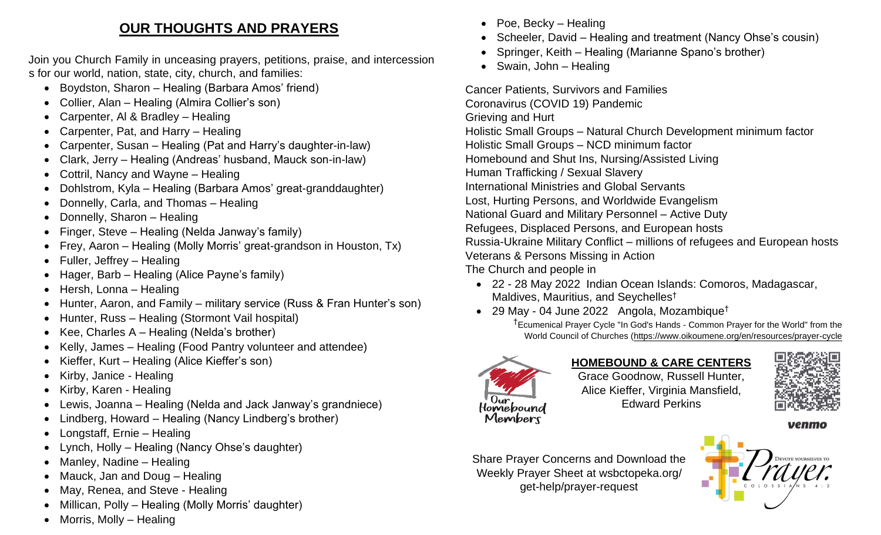## OUR THOUGHTS AND PRAYERS

Join you Church Family in unceasing prayers, petitions, praise, and intercession s for our world, nation, state, city, church, and families:

- Boydston, Sharon – Healing (Barbara Amos' friend)
- Collier, Alan – Healing (Almira Collier's son)
- Carpenter, Al & Bradley – Healing
- Carpenter, Pat, and Harry – Healing
- Carpenter, Susan – Healing (Pat and Harry's daughter-in-law)
- Clark, Jerry – Healing (Andreas' husband, Mauck son-in-law)
- Cottril, Nancy and Wayne – Healing
- Dohlstrom, Kyla – Healing (Barbara Amos' great-granddaughter)
- Donnelly, Carla, and Thomas – Healing
- Donnelly, Sharon – Healing
- Finger, Steve – Healing (Nelda Janway's family)
- Frey, Aaron – Healing (Molly Morris' great-grandson in Houston, Tx)
- Fuller, Jeffrey – Healing
- Hager, Barb – Healing (Alice Payne's family)
- Hersh, Lonna – Healing
- Hunter, Aaron, and Family – military service (Russ & Fran Hunter's son)
- Hunter, Russ – Healing (Stormont Vail hospital)
- Kee, Charles A – Healing (Nelda's brother)
- Kelly, James – Healing (Food Pantry volunteer and attendee)
- Kieffer, Kurt – Healing (Alice Kieffer's son)
- Kirby, Janice - Healing
- Kirby, Karen - Healing
- Lewis, Joanna – Healing (Nelda and Jack Janway's grandniece)
- Lindberg, Howard – Healing (Nancy Lindberg's brother)
- Longstaff, Ernie – Healing
- Lynch, Holly – Healing (Nancy Ohse's daughter)
- Manley, Nadine – Healing
- Mauck, Jan and Doug – Healing
- May, Renea, and Steve - Healing
- Millican, Polly – Healing (Molly Morris' daughter)
- Morris, Molly – Healing
- Poe, Becky – Healing
- Scheeler, David – Healing and treatment (Nancy Ohse's cousin)
- Springer, Keith – Healing (Marianne Spano's brother)
- Swain, John – Healing

Cancer Patients, Survivors and Families
Coronavirus (COVID 19) Pandemic
Grieving and Hurt
Holistic Small Groups – Natural Church Development minimum factor
Holistic Small Groups – NCD minimum factor
Homebound and Shut Ins, Nursing/Assisted Living
Human Trafficking / Sexual Slavery
International Ministries and Global Servants
Lost, Hurting Persons, and Worldwide Evangelism
National Guard and Military Personnel – Active Duty
Refugees, Displaced Persons, and European hosts
Russia-Ukraine Military Conflict – millions of refugees and European hosts
Veterans & Persons Missing in Action
The Church and people in

- 22 - 28 May 2022 Indian Ocean Islands: Comoros, Madagascar, Maldives, Mauritius, and Seychelles†
- 29 May - 04 June 2022 Angola, Mozambique†

†Ecumenical Prayer Cycle "In God's Hands - Common Prayer for the World" from the World Council of Churches (https://www.oikoumene.org/en/resources/prayer-cycle

Our Homebound Members

**HOMEBOUND & CARE CENTERS**

Grace Goodnow, Russell Hunter, Alice Kieffer, Virginia Mansfield, Edward Perkins

venmo

Share Prayer Concerns and Download the Weekly Prayer Sheet at wsbctopeka.org/ get-help/prayer-request

Devote yourselves to Prayer. Colossians 4:2